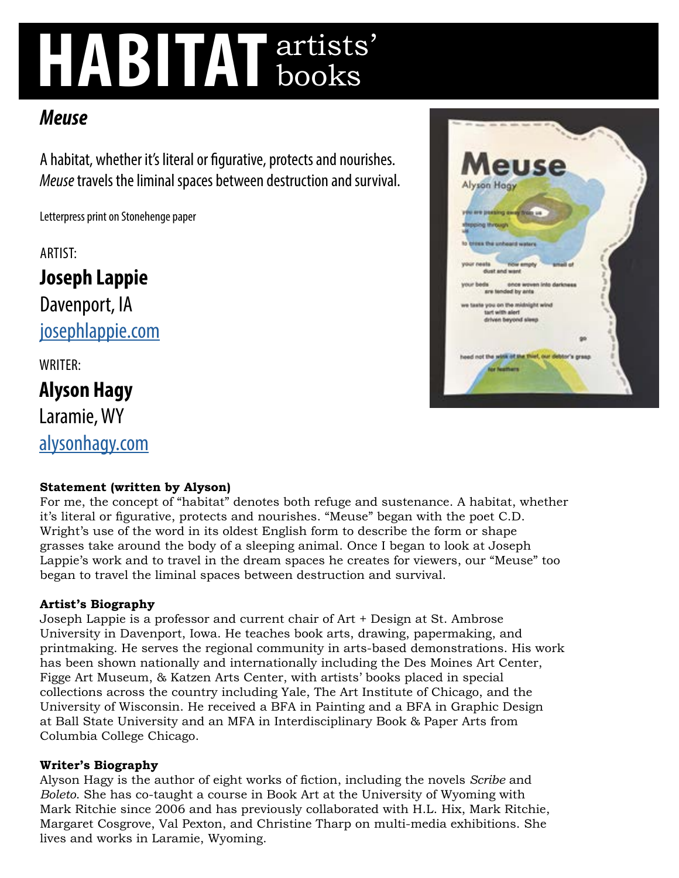# HABITAT artists' books

## *Meuse*

A habitat, whether it's literal or figurative, protects and nourishes. *Meuse* travels the liminal spaces between destruction and survival.

Letterpress print on Stonehenge paper

ARTIST:

**Joseph Lappie**

Davenport, IA

josephlappie.com

WRITER:

**Alyson Hagy**

Laramie, WY

alysonhagy.com

**Statement (written by Alyson)**

For me, the concept of "habitat" denotes both refuge and sustenance. A habitat, whether it's literal or figurative, protects and nourishes. "Meuse" began with the poet C.D. Wright's use of the word in its oldest English form to describe the form or shape grasses take around the body of a sleeping animal. Once I began to look at Joseph Lappie's work and to travel in the dream spaces he creates for viewers, our "Meuse" too began to travel the liminal spaces between destruction and survival.

**Artist's Biography**

Joseph Lappie is a professor and current chair of Art + Design at St. Ambrose University in Davenport, Iowa. He teaches book arts, drawing, papermaking, and printmaking. He serves the regional community in arts-based demonstrations. His work has been shown nationally and internationally including the Des Moines Art Center, Figge Art Museum, & Katzen Arts Center, with artists' books placed in special collections across the country including Yale, The Art Institute of Chicago, and the University of Wisconsin. He received a BFA in Painting and a BFA in Graphic Design at Ball State University and an MFA in Interdisciplinary Book & Paper Arts from Columbia College Chicago.

**Writer's Biography**

Alyson Hagy is the author of eight works of fiction, including the novels *Scribe* and *Boleto*. She has co-taught a course in Book Art at the University of Wyoming with Mark Ritchie since 2006 and has previously collaborated with H.L. Hix, Mark Ritchie, Margaret Cosgrove, Val Pexton, and Christine Tharp on multi-media exhibitions. She lives and works in Laramie, Wyoming.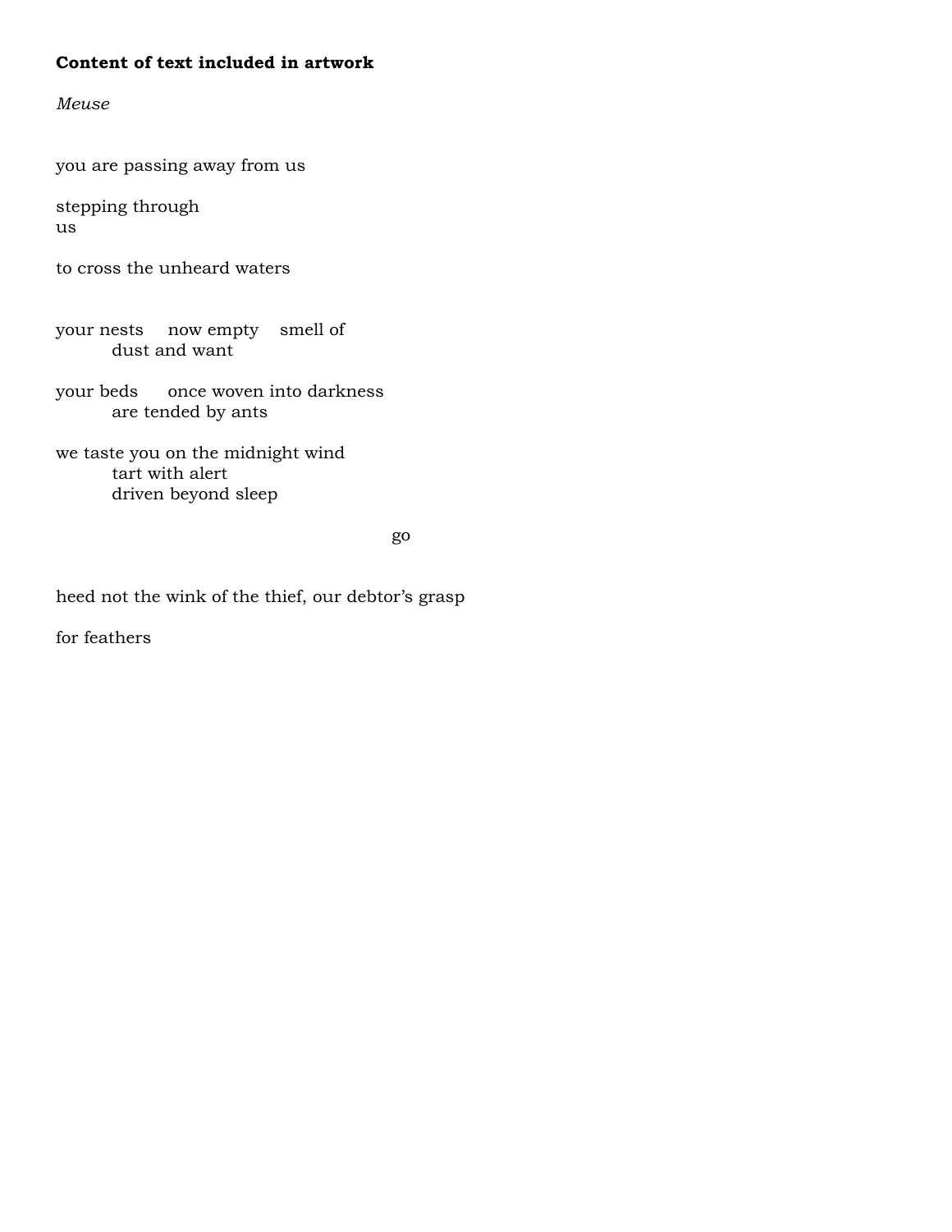**Content of text included in artwork**

*Meuse*

you are passing away from us

stepping through  
us

to cross the unheard waters

your nests     now empty     smell of  
          dust and want

your beds     once woven into darkness  
          are tended by ants

we taste you on the midnight wind  
          tart with alert  
          driven beyond sleep

                                                            go

heed not the wink of the thief, our debtor's grasp

for feathers